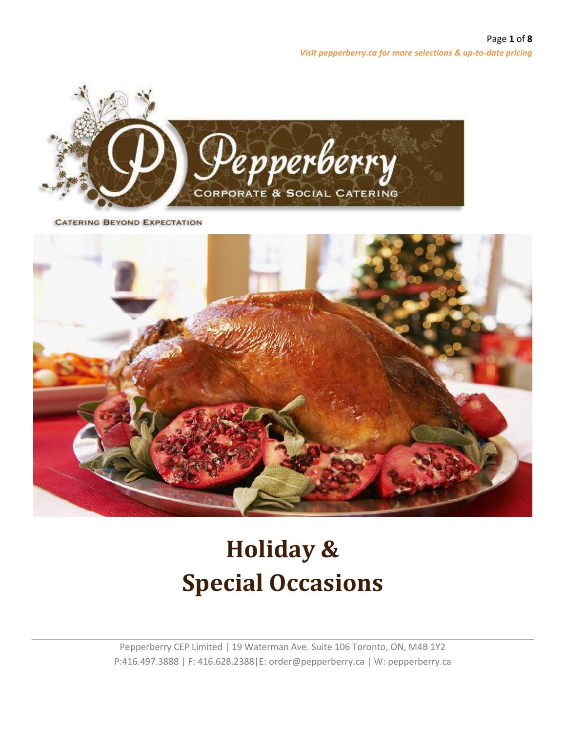*Visit pepperberry.ca for more selections & up-to-date pricing*

Pepperberry

CORPORATE & SOCIAL CATERING

CATERING BEYOND EXPECTATION

# Holiday & Special Occasions

Pepperberry CEP Limited | 19 Waterman Ave. Suite 106 Toronto, ON, M4B 1Y2
P:416.497.3888 | F: 416.628.2388|E: order@pepperberry.ca | W: pepperberry.ca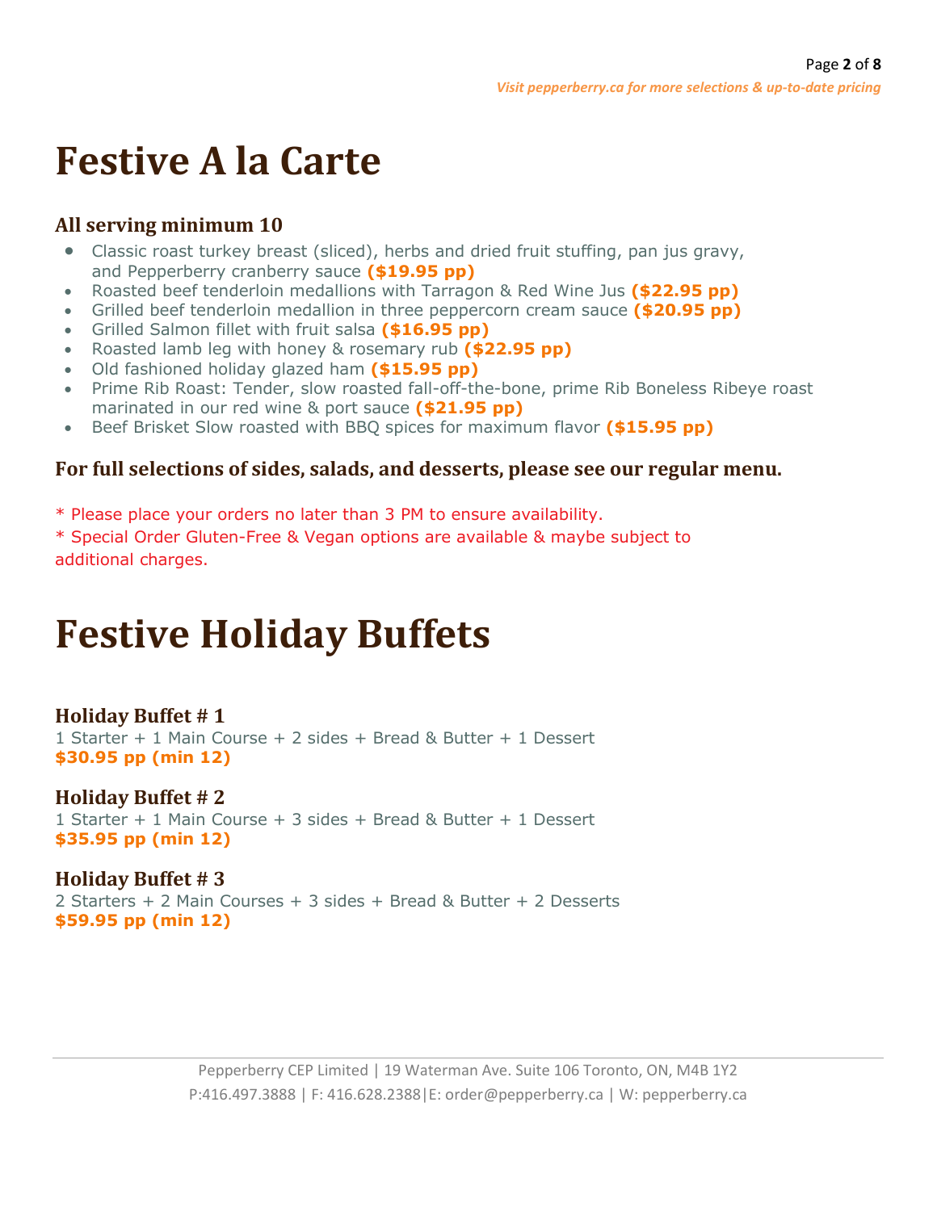# Festive A la Carte

### All serving minimum 10

- Classic roast turkey breast (sliced), herbs and dried fruit stuffing, pan jus gravy, and Pepperberry cranberry sauce **($19.95 pp)**
- Roasted beef tenderloin medallions with Tarragon & Red Wine Jus **($22.95 pp)**
- Grilled beef tenderloin medallion in three peppercorn cream sauce **($20.95 pp)**
- Grilled Salmon fillet with fruit salsa **($16.95 pp)**
- Roasted lamb leg with honey & rosemary rub **($22.95 pp)**
- Old fashioned holiday glazed ham **($15.95 pp)**
- Prime Rib Roast: Tender, slow roasted fall-off-the-bone, prime Rib Boneless Ribeye roast marinated in our red wine & port sauce **($21.95 pp)**
- Beef Brisket Slow roasted with BBQ spices for maximum flavor **($15.95 pp)**

### For full selections of sides, salads, and desserts, please see our regular menu.

\* Please place your orders no later than 3 PM to ensure availability.

\* Special Order Gluten-Free & Vegan options are available & maybe subject to additional charges.

# Festive Holiday Buffets

### Holiday Buffet # 1

1 Starter + 1 Main Course + 2 sides + Bread & Butter + 1 Dessert

**$30.95 pp (min 12)**

### Holiday Buffet # 2

1 Starter + 1 Main Course + 3 sides + Bread & Butter + 1 Dessert

**$35.95 pp (min 12)**

### Holiday Buffet # 3

2 Starters + 2 Main Courses + 3 sides + Bread & Butter + 2 Desserts

**$59.95 pp (min 12)**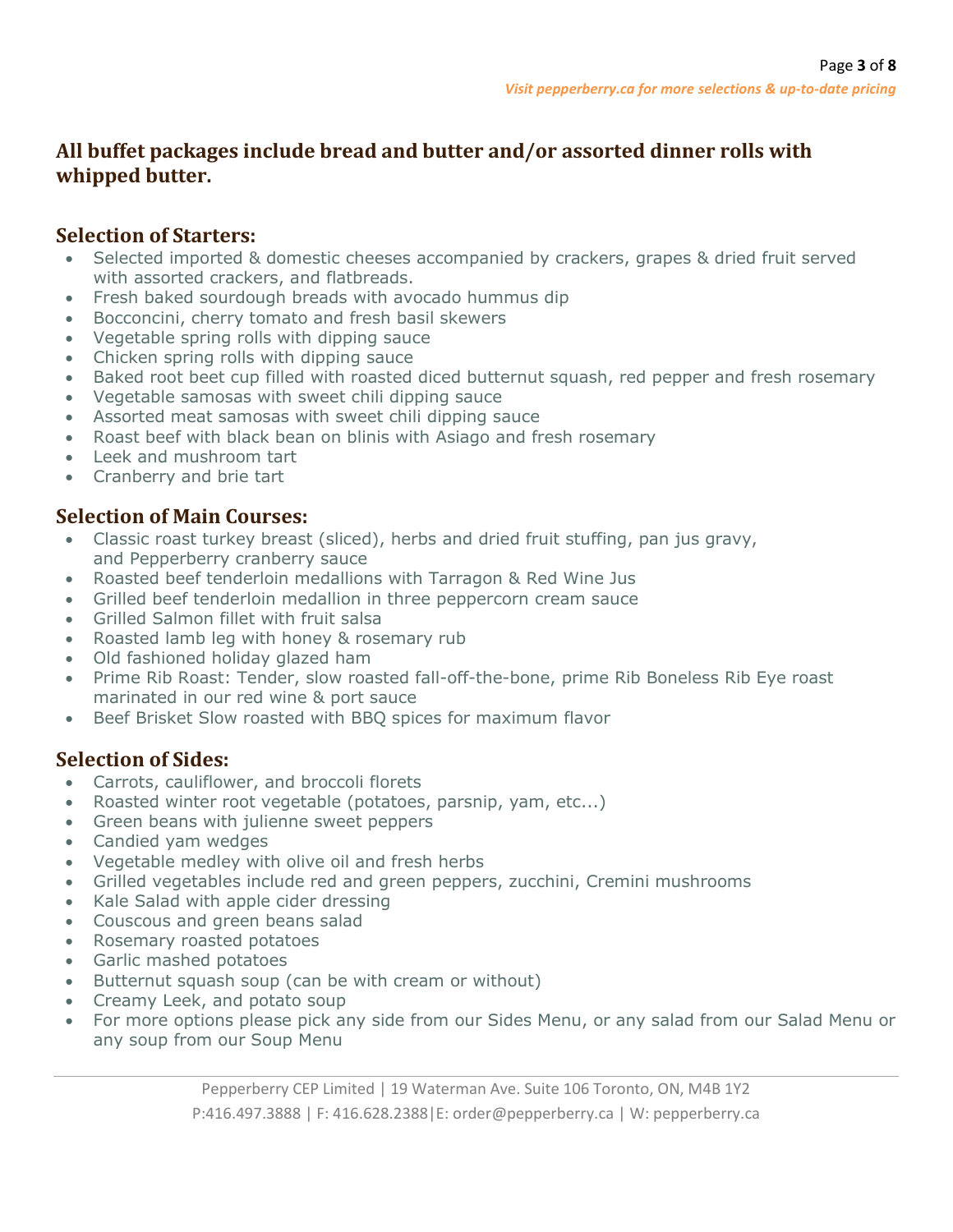## All buffet packages include bread and butter and/or assorted dinner rolls with whipped butter.

### Selection of Starters:

- Selected imported & domestic cheeses accompanied by crackers, grapes & dried fruit served with assorted crackers, and flatbreads.
- Fresh baked sourdough breads with avocado hummus dip
- Bocconcini, cherry tomato and fresh basil skewers
- Vegetable spring rolls with dipping sauce
- Chicken spring rolls with dipping sauce
- Baked root beet cup filled with roasted diced butternut squash, red pepper and fresh rosemary
- Vegetable samosas with sweet chili dipping sauce
- Assorted meat samosas with sweet chili dipping sauce
- Roast beef with black bean on blinis with Asiago and fresh rosemary
- Leek and mushroom tart
- Cranberry and brie tart

### Selection of Main Courses:

- Classic roast turkey breast (sliced), herbs and dried fruit stuffing, pan jus gravy, and Pepperberry cranberry sauce
- Roasted beef tenderloin medallions with Tarragon & Red Wine Jus
- Grilled beef tenderloin medallion in three peppercorn cream sauce
- Grilled Salmon fillet with fruit salsa
- Roasted lamb leg with honey & rosemary rub
- Old fashioned holiday glazed ham
- Prime Rib Roast: Tender, slow roasted fall-off-the-bone, prime Rib Boneless Rib Eye roast marinated in our red wine & port sauce
- Beef Brisket Slow roasted with BBQ spices for maximum flavor

### Selection of Sides:

- Carrots, cauliflower, and broccoli florets
- Roasted winter root vegetable (potatoes, parsnip, yam, etc...)
- Green beans with julienne sweet peppers
- Candied yam wedges
- Vegetable medley with olive oil and fresh herbs
- Grilled vegetables include red and green peppers, zucchini, Cremini mushrooms
- Kale Salad with apple cider dressing
- Couscous and green beans salad
- Rosemary roasted potatoes
- Garlic mashed potatoes
- Butternut squash soup (can be with cream or without)
- Creamy Leek, and potato soup
- For more options please pick any side from our Sides Menu, or any salad from our Salad Menu or any soup from our Soup Menu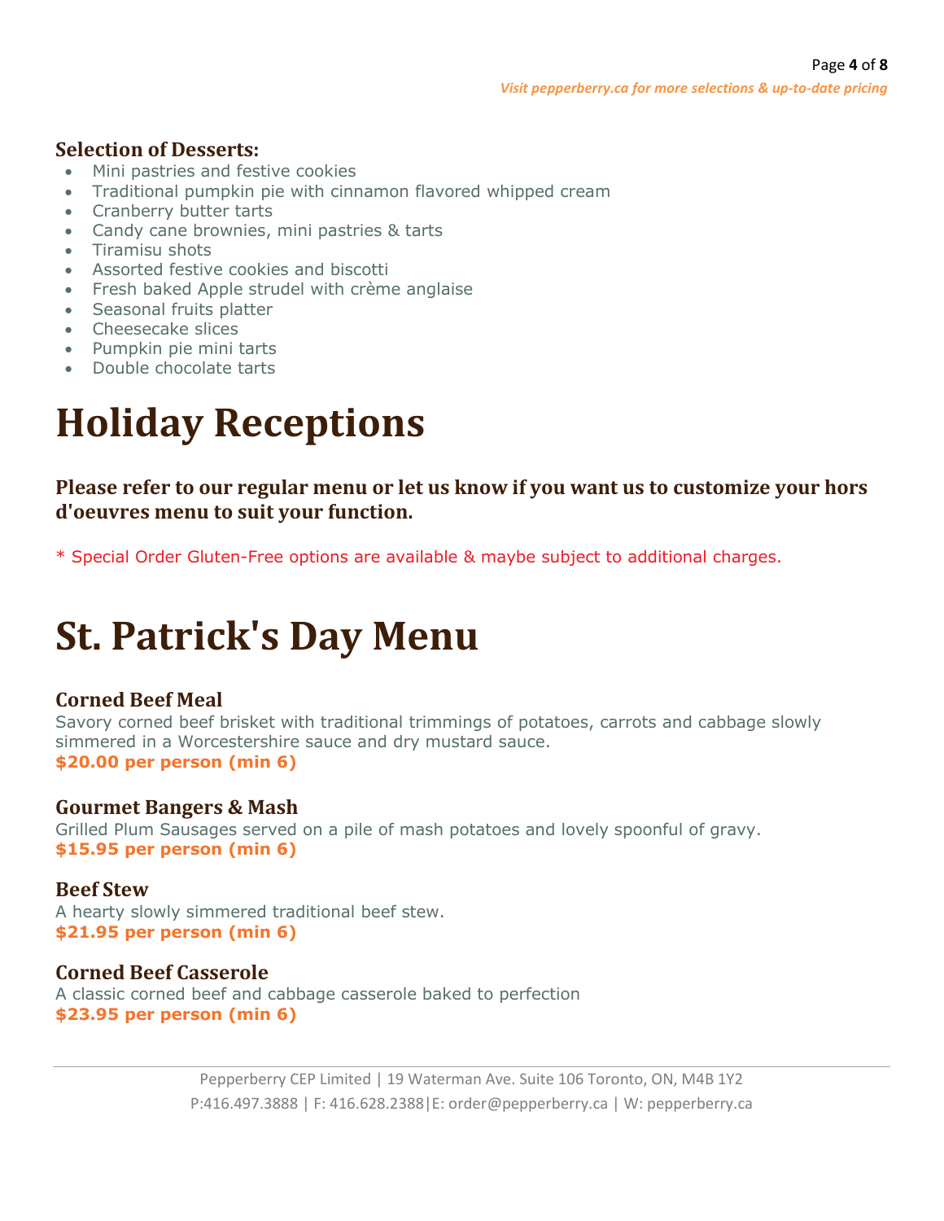### Selection of Desserts:

- Mini pastries and festive cookies
- Traditional pumpkin pie with cinnamon flavored whipped cream
- Cranberry butter tarts
- Candy cane brownies, mini pastries & tarts
- Tiramisu shots
- Assorted festive cookies and biscotti
- Fresh baked Apple strudel with crème anglaise
- Seasonal fruits platter
- Cheesecake slices
- Pumpkin pie mini tarts
- Double chocolate tarts

# Holiday Receptions

### Please refer to our regular menu or let us know if you want us to customize your hors d'oeuvres menu to suit your function.

* Special Order Gluten-Free options are available & maybe subject to additional charges.

# St. Patrick's Day Menu

### Corned Beef Meal

Savory corned beef brisket with traditional trimmings of potatoes, carrots and cabbage slowly simmered in a Worcestershire sauce and dry mustard sauce.
**$20.00 per person (min 6)**

### Gourmet Bangers & Mash

Grilled Plum Sausages served on a pile of mash potatoes and lovely spoonful of gravy.
**$15.95 per person (min 6)**

### Beef Stew

A hearty slowly simmered traditional beef stew.
**$21.95 per person (min 6)**

### Corned Beef Casserole

A classic corned beef and cabbage casserole baked to perfection
**$23.95 per person (min 6)**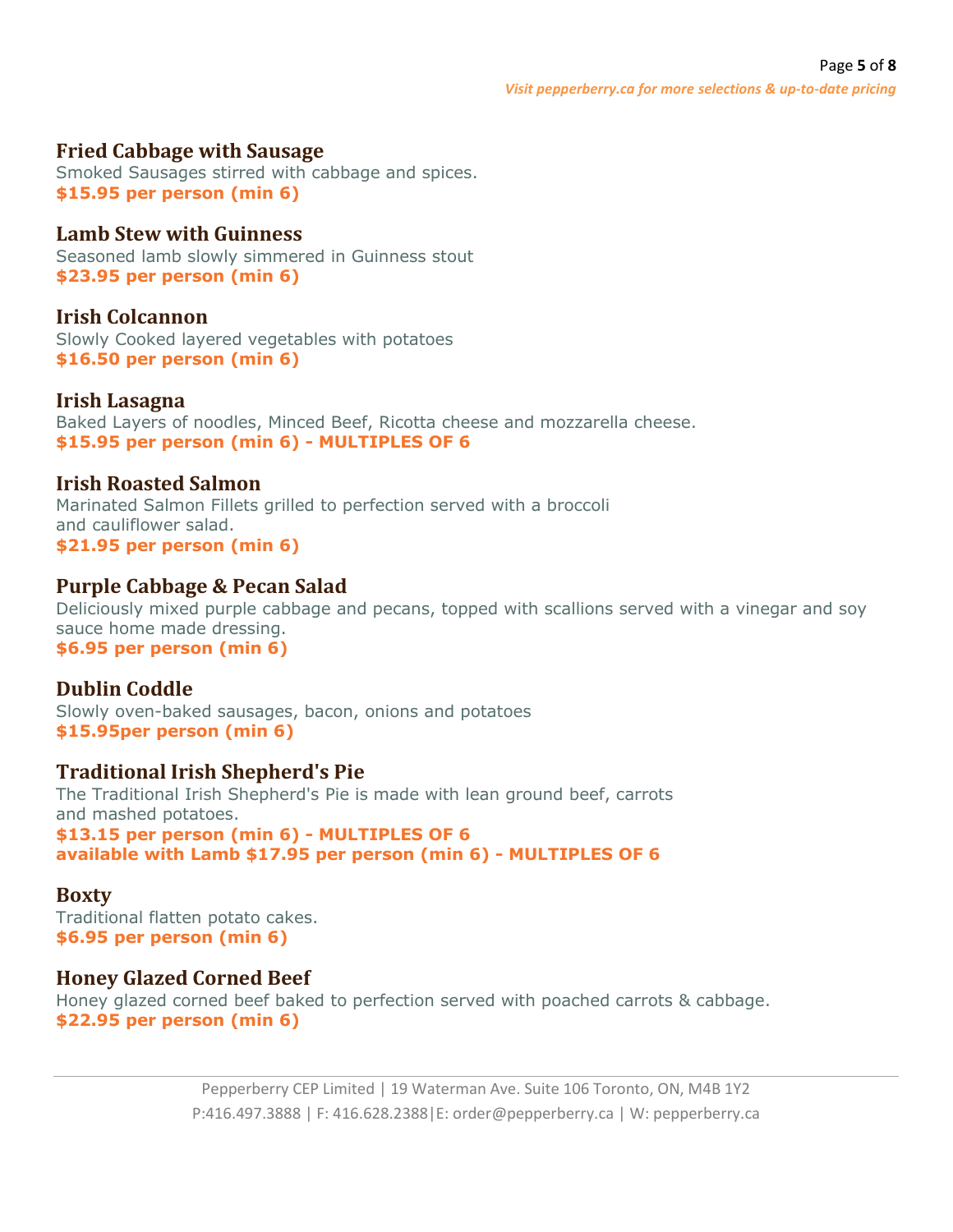## Fried Cabbage with Sausage

Smoked Sausages stirred with cabbage and spices.
**$15.95 per person (min 6)**

## Lamb Stew with Guinness

Seasoned lamb slowly simmered in Guinness stout
**$23.95 per person (min 6)**

## Irish Colcannon

Slowly Cooked layered vegetables with potatoes
**$16.50 per person (min 6)**

## Irish Lasagna

Baked Layers of noodles, Minced Beef, Ricotta cheese and mozzarella cheese.
**$15.95 per person (min 6) - MULTIPLES OF 6**

## Irish Roasted Salmon

Marinated Salmon Fillets grilled to perfection served with a broccoli and cauliflower salad.
**$21.95 per person (min 6)**

## Purple Cabbage & Pecan Salad

Deliciously mixed purple cabbage and pecans, topped with scallions served with a vinegar and soy sauce home made dressing.
**$6.95 per person (min 6)**

## Dublin Coddle

Slowly oven-baked sausages, bacon, onions and potatoes
**$15.95per person (min 6)**

## Traditional Irish Shepherd's Pie

The Traditional Irish Shepherd's Pie is made with lean ground beef, carrots and mashed potatoes.
**$13.15 per person (min 6) - MULTIPLES OF 6**
**available with Lamb $17.95 per person (min 6) - MULTIPLES OF 6**

## Boxty

Traditional flatten potato cakes.
**$6.95 per person (min 6)**

## Honey Glazed Corned Beef

Honey glazed corned beef baked to perfection served with poached carrots & cabbage.
**$22.95 per person (min 6)**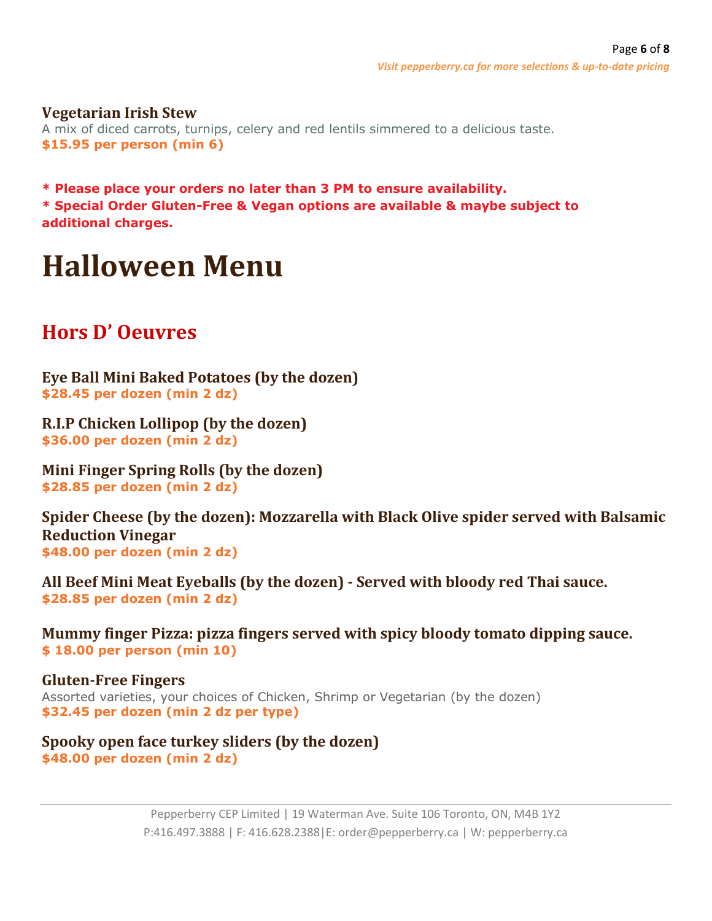**Vegetarian Irish Stew**

A mix of diced carrots, turnips, celery and red lentils simmered to a delicious taste.

**$15.95 per person (min 6)**

**\* Please place your orders no later than 3 PM to ensure availability.**

**\* Special Order Gluten-Free & Vegan options are available & maybe subject to additional charges.**

# Halloween Menu

## Hors D' Oeuvres

**Eye Ball Mini Baked Potatoes (by the dozen)**

**$28.45 per dozen (min 2 dz)**

**R.I.P Chicken Lollipop (by the dozen)**

**$36.00 per dozen (min 2 dz)**

**Mini Finger Spring Rolls (by the dozen)**

**$28.85 per dozen (min 2 dz)**

**Spider Cheese (by the dozen): Mozzarella with Black Olive spider served with Balsamic Reduction Vinegar**

**$48.00 per dozen (min 2 dz)**

**All Beef Mini Meat Eyeballs (by the dozen) - Served with bloody red Thai sauce.**

**$28.85 per dozen (min 2 dz)**

**Mummy finger Pizza: pizza fingers served with spicy bloody tomato dipping sauce.**

**$ 18.00 per person (min 10)**

**Gluten-Free Fingers**

Assorted varieties, your choices of Chicken, Shrimp or Vegetarian (by the dozen)

**$32.45 per dozen (min 2 dz per type)**

**Spooky open face turkey sliders (by the dozen)**

**$48.00 per dozen (min 2 dz)**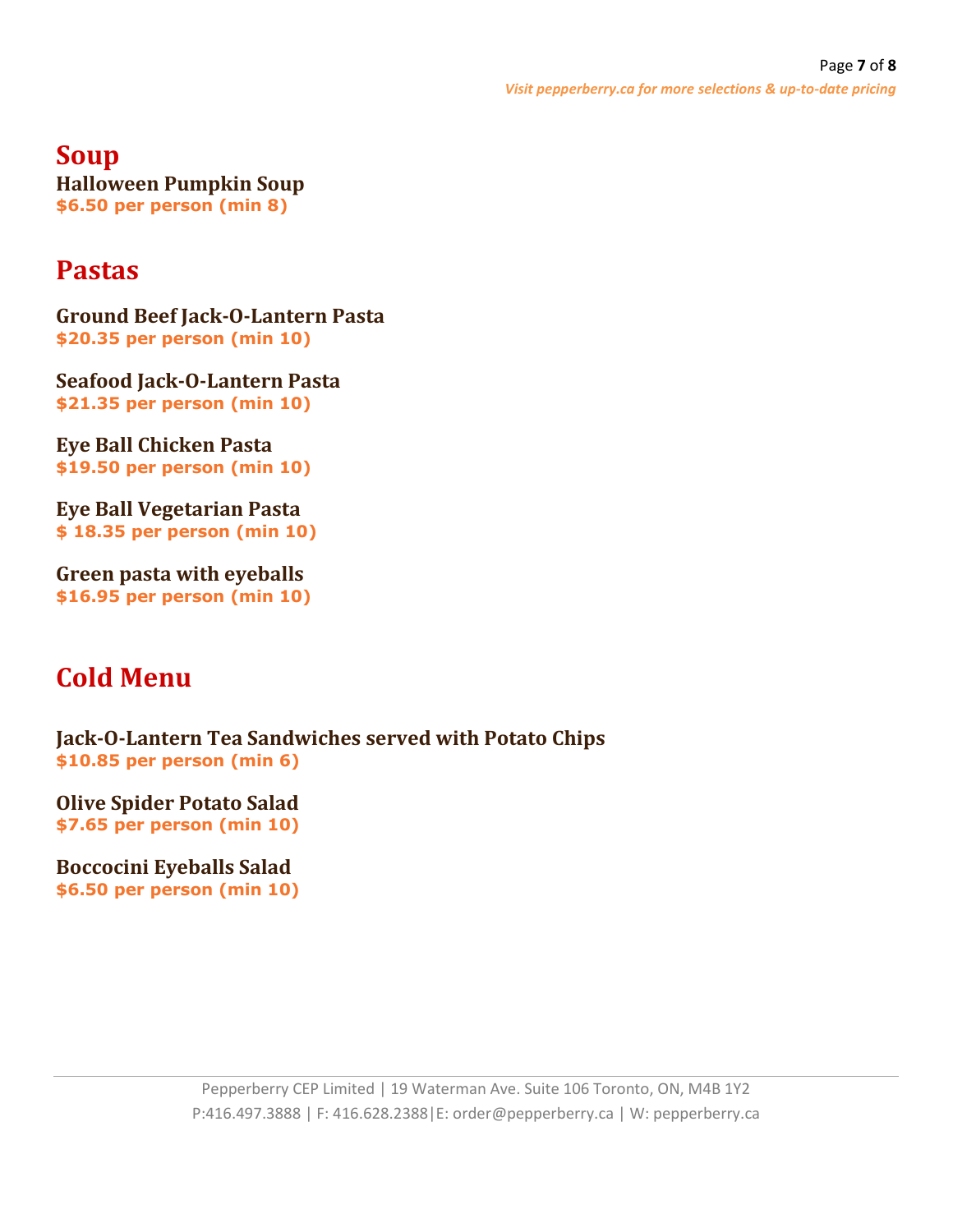## Soup

**Halloween Pumpkin Soup**
**$6.50 per person (min 8)**

## Pastas

**Ground Beef Jack-O-Lantern Pasta**
**$20.35 per person (min 10)**

**Seafood Jack-O-Lantern Pasta**
**$21.35 per person (min 10)**

**Eye Ball Chicken Pasta**
**$19.50 per person (min 10)**

**Eye Ball Vegetarian Pasta**
**$ 18.35 per person (min 10)**

**Green pasta with eyeballs**
**$16.95 per person (min 10)**

## Cold Menu

**Jack-O-Lantern Tea Sandwiches served with Potato Chips**
**$10.85 per person (min 6)**

**Olive Spider Potato Salad**
**$7.65 per person (min 10)**

**Boccocini Eyeballs Salad**
**$6.50 per person (min 10)**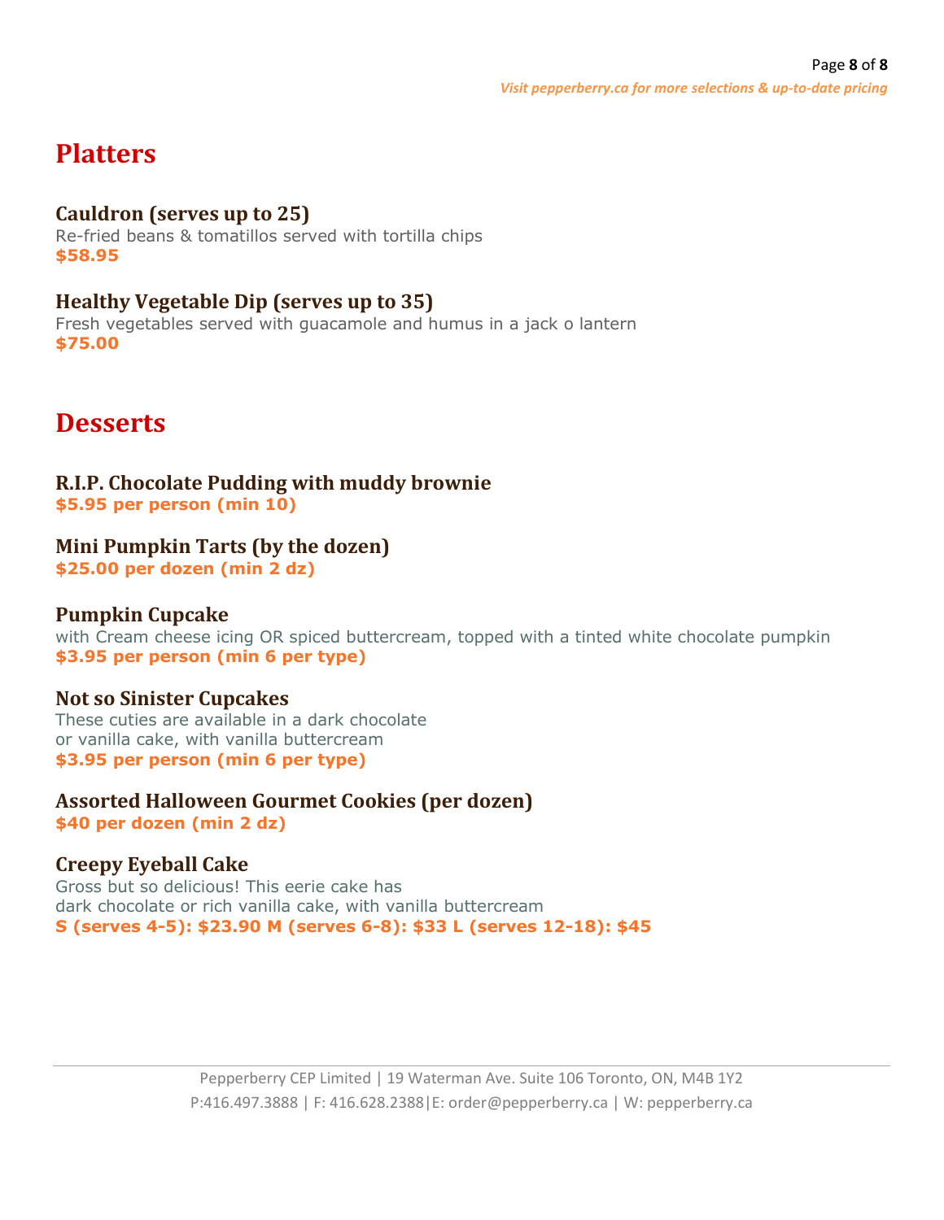## Platters

### Cauldron (serves up to 25)

Re-fried beans & tomatillos served with tortilla chips

**$58.95**

### Healthy Vegetable Dip (serves up to 35)

Fresh vegetables served with guacamole and humus in a jack o lantern

**$75.00**

## Desserts

### R.I.P. Chocolate Pudding with muddy brownie

**$5.95 per person (min 10)**

### Mini Pumpkin Tarts (by the dozen)

**$25.00 per dozen (min 2 dz)**

### Pumpkin Cupcake

with Cream cheese icing OR spiced buttercream, topped with a tinted white chocolate pumpkin

**$3.95 per person (min 6 per type)**

### Not so Sinister Cupcakes

These cuties are available in a dark chocolate or vanilla cake, with vanilla buttercream

**$3.95 per person (min 6 per type)**

### Assorted Halloween Gourmet Cookies (per dozen)

**$40 per dozen (min 2 dz)**

### Creepy Eyeball Cake

Gross but so delicious! This eerie cake has dark chocolate or rich vanilla cake, with vanilla buttercream

**S (serves 4-5): $23.90 M (serves 6-8): $33 L (serves 12-18): $45**